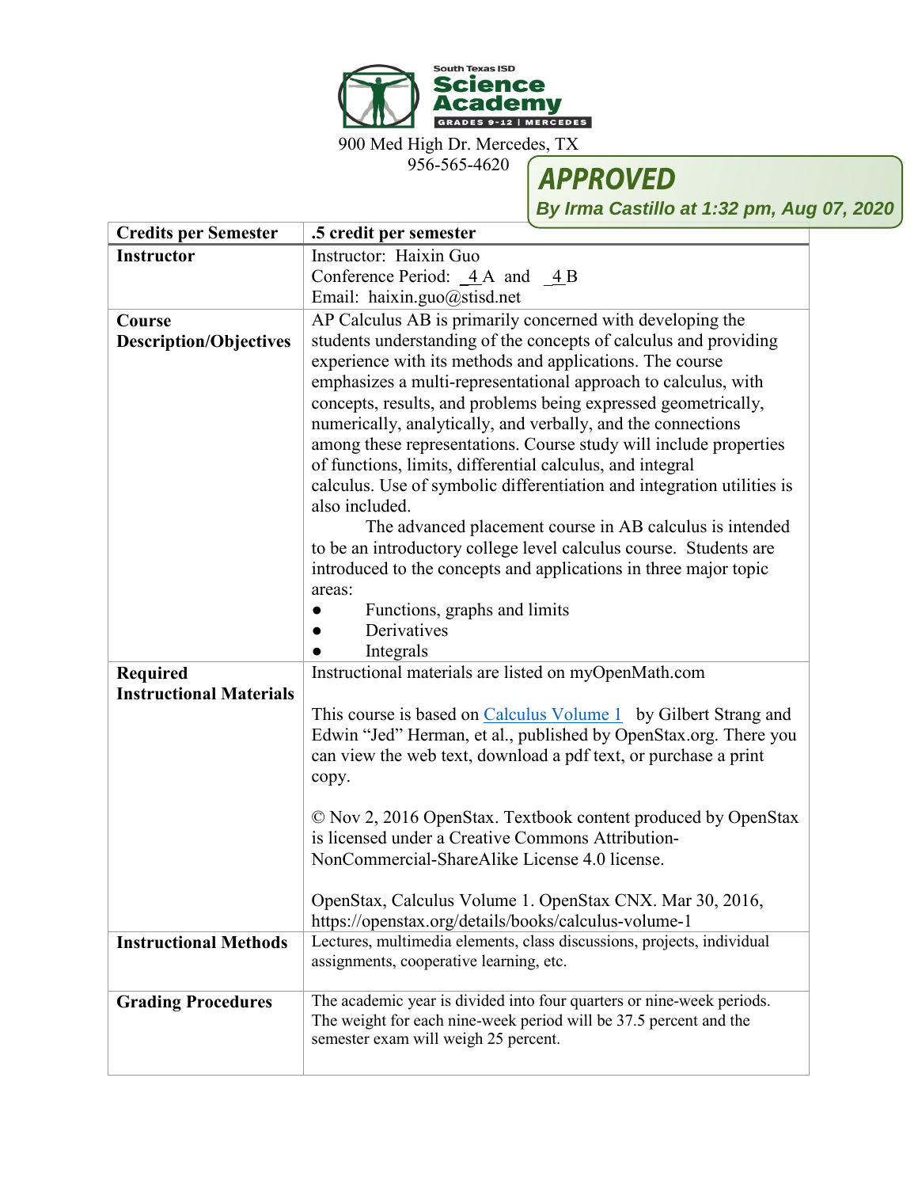South Texas ISD
**Science Academy**
GRADES 9-12 | MERCEDES

900 Med High Dr. Mercedes, TX
956-565-4620

**APPROVED**
*By Irma Castillo at 1:32 pm, Aug 07, 2020*

| **Credits per Semester** | **.5 credit per semester** |
|---|---|
| **Instructor** | Instructor: Haixin Guo<br>Conference Period: 4 A and 4 B<br>Email: haixin.guo@stisd.net |
| **Course Description/Objectives** | AP Calculus AB is primarily concerned with developing the students understanding of the concepts of calculus and providing experience with its methods and applications. The course emphasizes a multi-representational approach to calculus, with concepts, results, and problems being expressed geometrically, numerically, analytically, and verbally, and the connections among these representations. Course study will include properties of functions, limits, differential calculus, and integral calculus. Use of symbolic differentiation and integration utilities is also included.<br>The advanced placement course in AB calculus is intended to be an introductory college level calculus course. Students are introduced to the concepts and applications in three major topic areas:<br>● Functions, graphs and limits<br>● Derivatives<br>● Integrals |
| **Required Instructional Materials** | Instructional materials are listed on myOpenMath.com<br><br>This course is based on Calculus Volume 1 by Gilbert Strang and Edwin "Jed" Herman, et al., published by OpenStax.org. There you can view the web text, download a pdf text, or purchase a print copy.<br><br>© Nov 2, 2016 OpenStax. Textbook content produced by OpenStax is licensed under a Creative Commons Attribution-NonCommercial-ShareAlike License 4.0 license.<br><br>OpenStax, Calculus Volume 1. OpenStax CNX. Mar 30, 2016, https://openstax.org/details/books/calculus-volume-1 |
| **Instructional Methods** | Lectures, multimedia elements, class discussions, projects, individual assignments, cooperative learning, etc. |
| **Grading Procedures** | The academic year is divided into four quarters or nine-week periods. The weight for each nine-week period will be 37.5 percent and the semester exam will weigh 25 percent. |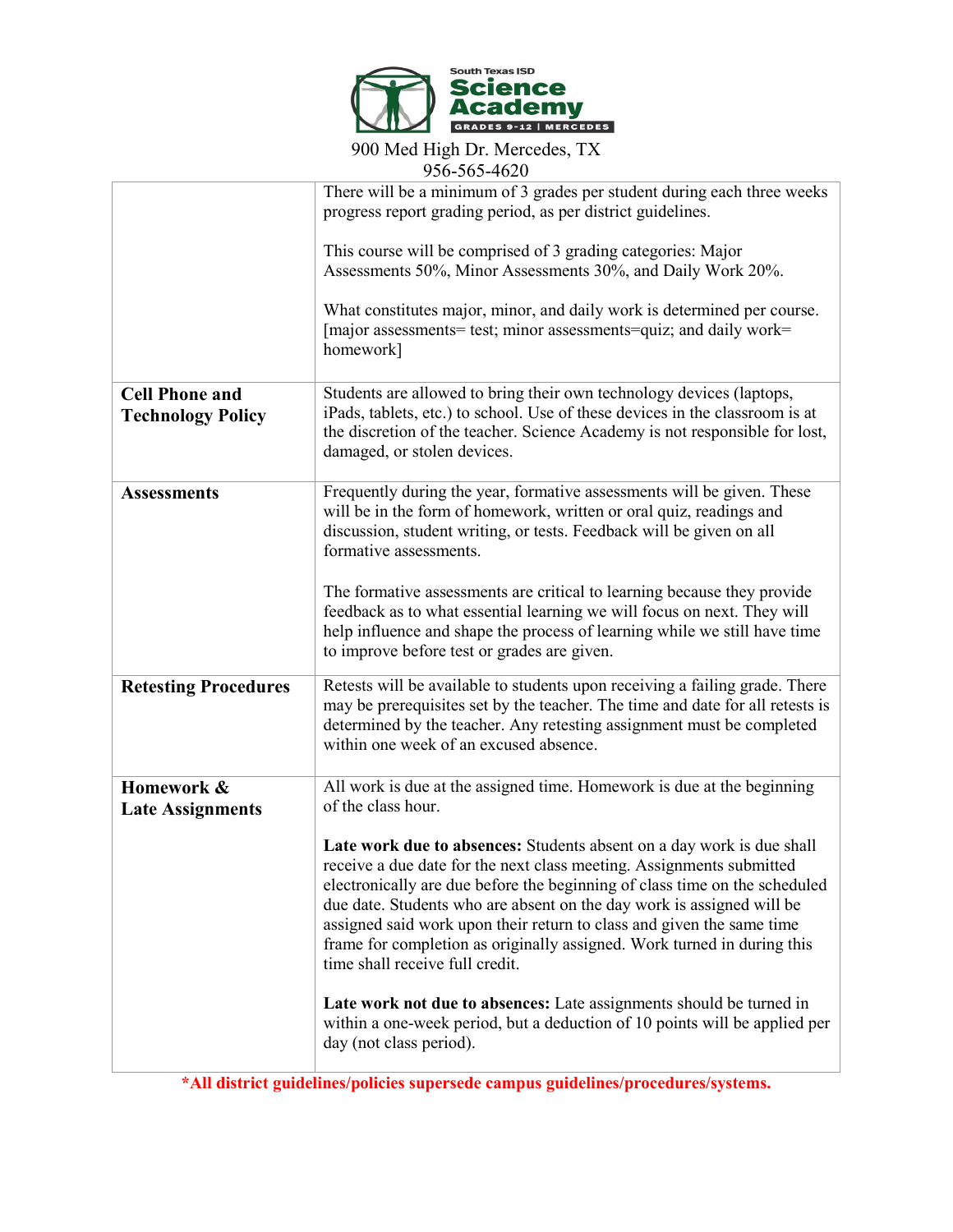South Texas ISD Science Academy GRADES 9-12 | MERCEDES

900 Med High Dr. Mercedes, TX
956-565-4620

| | |
|---|---|
| | There will be a minimum of 3 grades per student during each three weeks progress report grading period, as per district guidelines.<br><br>This course will be comprised of 3 grading categories: Major Assessments 50%, Minor Assessments 30%, and Daily Work 20%.<br><br>What constitutes major, minor, and daily work is determined per course. [major assessments= test; minor assessments=quiz; and daily work= homework] |
| **Cell Phone and Technology Policy** | Students are allowed to bring their own technology devices (laptops, iPads, tablets, etc.) to school. Use of these devices in the classroom is at the discretion of the teacher. Science Academy is not responsible for lost, damaged, or stolen devices. |
| **Assessments** | Frequently during the year, formative assessments will be given. These will be in the form of homework, written or oral quiz, readings and discussion, student writing, or tests. Feedback will be given on all formative assessments.<br><br>The formative assessments are critical to learning because they provide feedback as to what essential learning we will focus on next. They will help influence and shape the process of learning while we still have time to improve before test or grades are given. |
| **Retesting Procedures** | Retests will be available to students upon receiving a failing grade. There may be prerequisites set by the teacher. The time and date for all retests is determined by the teacher. Any retesting assignment must be completed within one week of an excused absence. |
| **Homework & Late Assignments** | All work is due at the assigned time. Homework is due at the beginning of the class hour.<br><br>**Late work due to absences:** Students absent on a day work is due shall receive a due date for the next class meeting. Assignments submitted electronically are due before the beginning of class time on the scheduled due date. Students who are absent on the day work is assigned will be assigned said work upon their return to class and given the same time frame for completion as originally assigned. Work turned in during this time shall receive full credit.<br><br>**Late work not due to absences:** Late assignments should be turned in within a one-week period, but a deduction of 10 points will be applied per day (not class period). |

**\*All district guidelines/policies supersede campus guidelines/procedures/systems.**